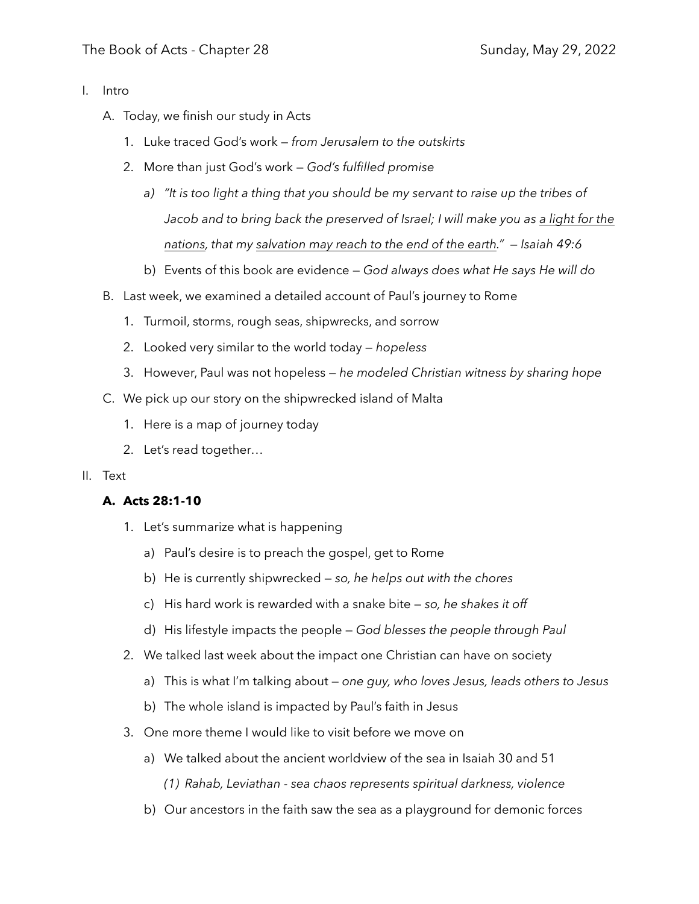The Book of Acts - Chapter 28 Sunday, May 29, 2022

I. Intro
   A. Today, we finish our study in Acts
      1. Luke traced God's work — *from Jerusalem to the outskirts*
      2. More than just God's work — *God's fulfilled promise*
         a) *"It is too light a thing that you should be my servant to raise up the tribes of Jacob and to bring back the preserved of Israel; I will make you as <u>a light for the nations</u>, that my <u>salvation may reach to the end of the earth</u>." — Isaiah 49:6*
         b) Events of this book are evidence — *God always does what He says He will do*
   B. Last week, we examined a detailed account of Paul's journey to Rome
      1. Turmoil, storms, rough seas, shipwrecks, and sorrow
      2. Looked very similar to the world today — *hopeless*
      3. However, Paul was not hopeless — *he modeled Christian witness by sharing hope*
   C. We pick up our story on the shipwrecked island of Malta
      1. Here is a map of journey today
      2. Let's read together…

II. Text
   **A. Acts 28:1-10**
      1. Let's summarize what is happening
         a) Paul's desire is to preach the gospel, get to Rome
         b) He is currently shipwrecked — *so, he helps out with the chores*
         c) His hard work is rewarded with a snake bite — *so, he shakes it off*
         d) His lifestyle impacts the people — *God blesses the people through Paul*
      2. We talked last week about the impact one Christian can have on society
         a) This is what I'm talking about — *one guy, who loves Jesus, leads others to Jesus*
         b) The whole island is impacted by Paul's faith in Jesus
      3. One more theme I would like to visit before we move on
         a) We talked about the ancient worldview of the sea in Isaiah 30 and 51
            *(1) Rahab, Leviathan - sea chaos represents spiritual darkness, violence*
         b) Our ancestors in the faith saw the sea as a playground for demonic forces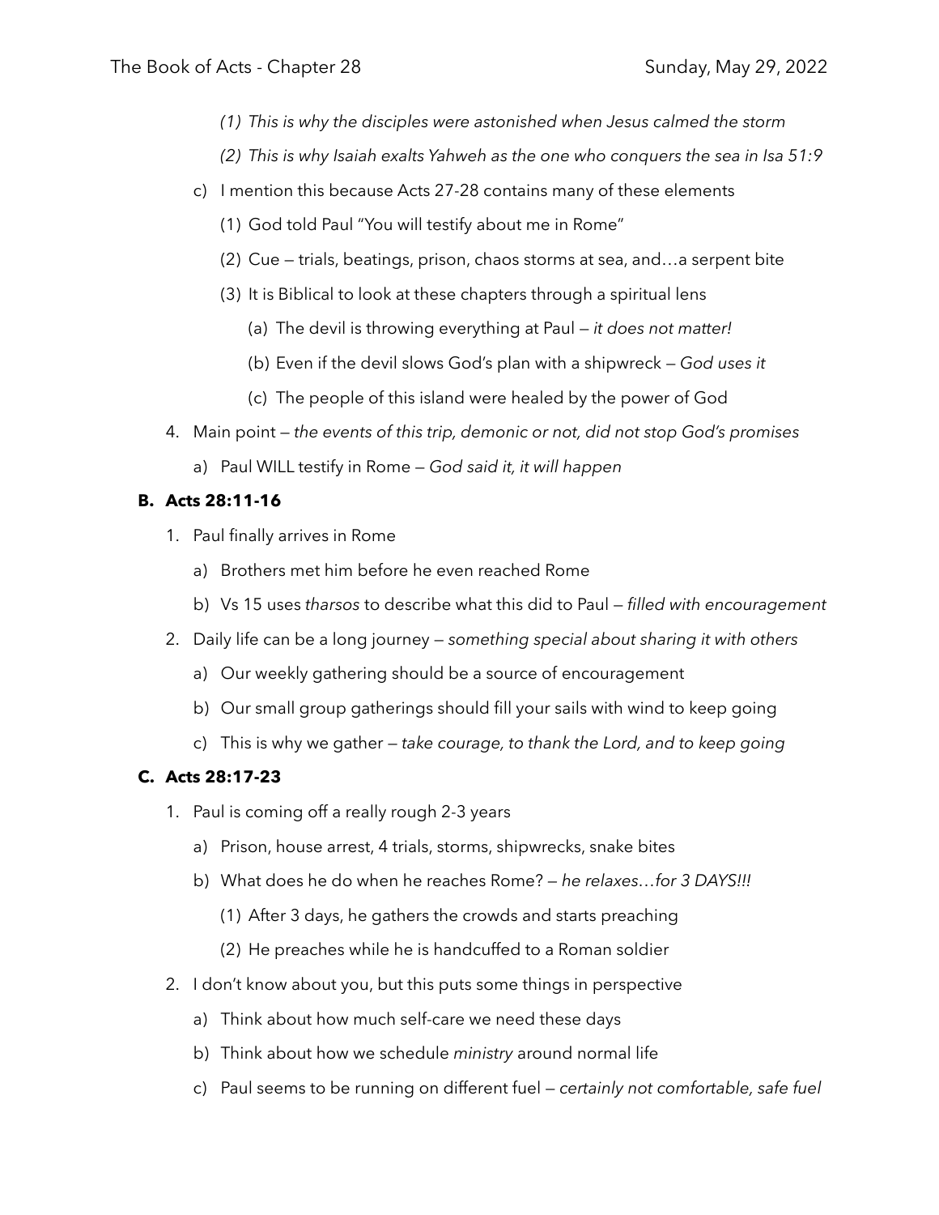- *(1) This is why the disciples were astonished when Jesus calmed the storm*
      - *(2) This is why Isaiah exalts Yahweh as the one who conquers the sea in Isa 51:9*
   - c) I mention this because Acts 27-28 contains many of these elements
      - (1) God told Paul "You will testify about me in Rome"
      - (2) Cue — trials, beatings, prison, chaos storms at sea, and…a serpent bite
      - (3) It is Biblical to look at these chapters through a spiritual lens
         - (a) The devil is throwing everything at Paul — *it does not matter!*
         - (b) Even if the devil slows God's plan with a shipwreck — *God uses it*
         - (c) The people of this island were healed by the power of God
4. Main point — *the events of this trip, demonic or not, did not stop God's promises*
   - a) Paul WILL testify in Rome — *God said it, it will happen*

**B. Acts 28:11-16**

1. Paul finally arrives in Rome
   - a) Brothers met him before he even reached Rome
   - b) Vs 15 uses *tharsos* to describe what this did to Paul — *filled with encouragement*
2. Daily life can be a long journey — *something special about sharing it with others*
   - a) Our weekly gathering should be a source of encouragement
   - b) Our small group gatherings should fill your sails with wind to keep going
   - c) This is why we gather — *take courage, to thank the Lord, and to keep going*

**C. Acts 28:17-23**

1. Paul is coming off a really rough 2-3 years
   - a) Prison, house arrest, 4 trials, storms, shipwrecks, snake bites
   - b) What does he do when he reaches Rome? — *he relaxes…for 3 DAYS!!!*
      - (1) After 3 days, he gathers the crowds and starts preaching
      - (2) He preaches while he is handcuffed to a Roman soldier
2. I don't know about you, but this puts some things in perspective
   - a) Think about how much self-care we need these days
   - b) Think about how we schedule *ministry* around normal life
   - c) Paul seems to be running on different fuel — *certainly not comfortable, safe fuel*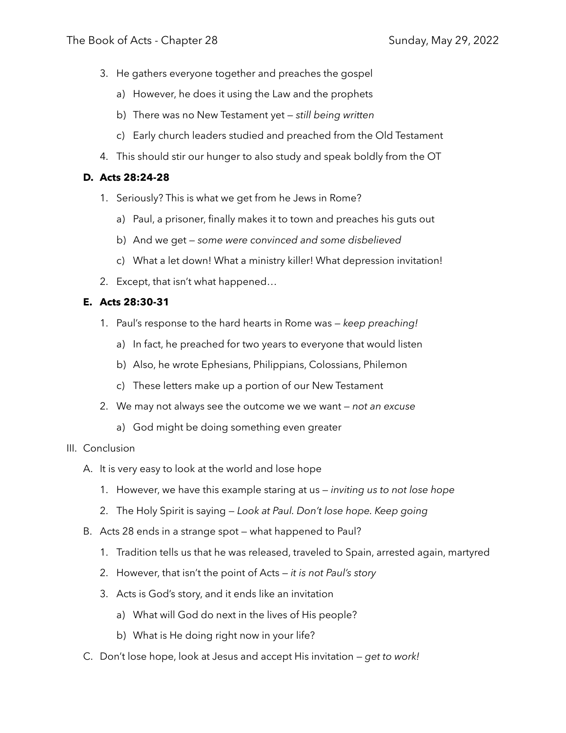3. He gathers everyone together and preaches the gospel
   a) However, he does it using the Law and the prophets
   b) There was no New Testament yet — *still being written*
   c) Early church leaders studied and preached from the Old Testament
4. This should stir our hunger to also study and speak boldly from the OT

**D. Acts 28:24-28**

1. Seriously? This is what we get from he Jews in Rome?
   a) Paul, a prisoner, finally makes it to town and preaches his guts out
   b) And we get — *some were convinced and some disbelieved*
   c) What a let down! What a ministry killer! What depression invitation!
2. Except, that isn't what happened…

**E. Acts 28:30-31**

1. Paul's response to the hard hearts in Rome was — *keep preaching!*
   a) In fact, he preached for two years to everyone that would listen
   b) Also, he wrote Ephesians, Philippians, Colossians, Philemon
   c) These letters make up a portion of our New Testament
2. We may not always see the outcome we we want — *not an excuse*
   a) God might be doing something even greater

III. Conclusion

A. It is very easy to look at the world and lose hope
   1. However, we have this example staring at us — *inviting us to not lose hope*
   2. The Holy Spirit is saying — *Look at Paul. Don't lose hope. Keep going*

B. Acts 28 ends in a strange spot — what happened to Paul?
   1. Tradition tells us that he was released, traveled to Spain, arrested again, martyred
   2. However, that isn't the point of Acts — *it is not Paul's story*
   3. Acts is God's story, and it ends like an invitation
      a) What will God do next in the lives of His people?
      b) What is He doing right now in your life?

C. Don't lose hope, look at Jesus and accept His invitation — *get to work!*